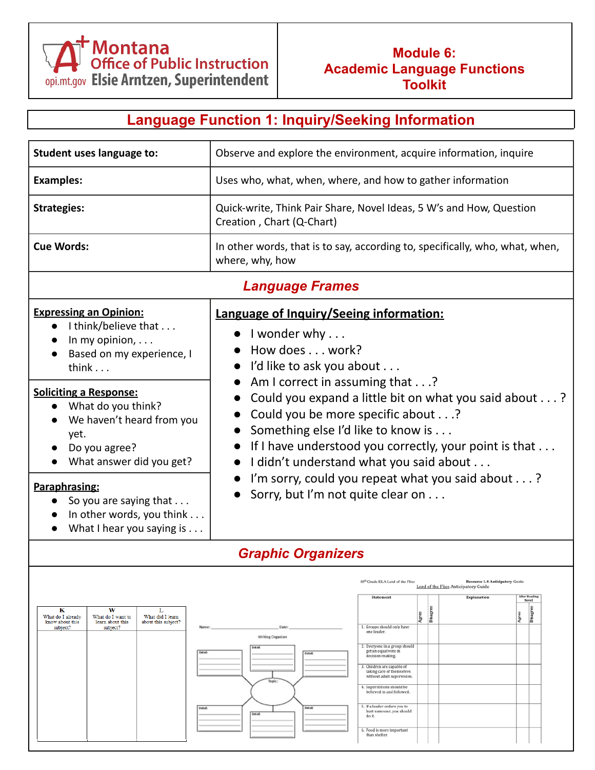Montana Office of Public Instruction
opi.mt.gov Elsie Arntzen, Superintendent

# Module 6: Academic Language Functions Toolkit

## Language Function 1: Inquiry/Seeking Information

| | |
|---|---|
| **Student uses language to:** | Observe and explore the environment, acquire information, inquire |
| **Examples:** | Uses who, what, when, where, and how to gather information |
| **Strategies:** | Quick-write, Think Pair Share, Novel Ideas, 5 W's and How, Question Creation , Chart (Q-Chart) |
| **Cue Words:** | In other words, that is to say, according to, specifically, who, what, when, where, why, how |

### *Language Frames*

**Expressing an Opinion:**

- I think/believe that . . .
- In my opinion, . . .
- Based on my experience, I think . . .

**Soliciting a Response:**

- What do you think?
- We haven't heard from you yet.
- Do you agree?
- What answer did you get?

**Paraphrasing:**

- So you are saying that . . .
- In other words, you think . . .
- What I hear you saying is . . .

**Language of Inquiry/Seeing information:**

- I wonder why . . .
- How does . . . work?
- I'd like to ask you about . . .
- Am I correct in assuming that . . .?
- Could you expand a little bit on what you said about . . . ?
- Could you be more specific about . . .?
- Something else I'd like to know is . . .
- If I have understood you correctly, your point is that . . .
- I didn't understand what you said about . . .
- I'm sorry, could you repeat what you said about . . . ?
- Sorry, but I'm not quite clear on . . .

### *Graphic Organizers*

| K<br>What do I already know about this subject? | W<br>What do I want to learn about this subject? | L<br>What did I learn about this subject? |
|---|---|---|
| | | |

Name: ______________________ Date: ______________________

Writing Organizer

(Topic in center oval, surrounded by six "Detail:" boxes)

10th Grade ELA Lord of the Flies — Resource 1.4-Anticipatory Guide

Lord of the Flies Anticipatory Guide

| Statement | Agree | Disagree | Explanation | After Reading Novel: Agree | After Reading Novel: Disagree |
|---|---|---|---|---|---|
| 1. Groups should only have one leader. | | | | | |
| 2. Everyone in a group should get an equal vote in decision-making. | | | | | |
| 3. Children are capable of taking care of themselves without adult supervision. | | | | | |
| 4. Superstitions should be believed in and followed. | | | | | |
| 5. If a leader orders you to hurt someone, you should do it. | | | | | |
| 6. Food is more important than shelter. | | | | | |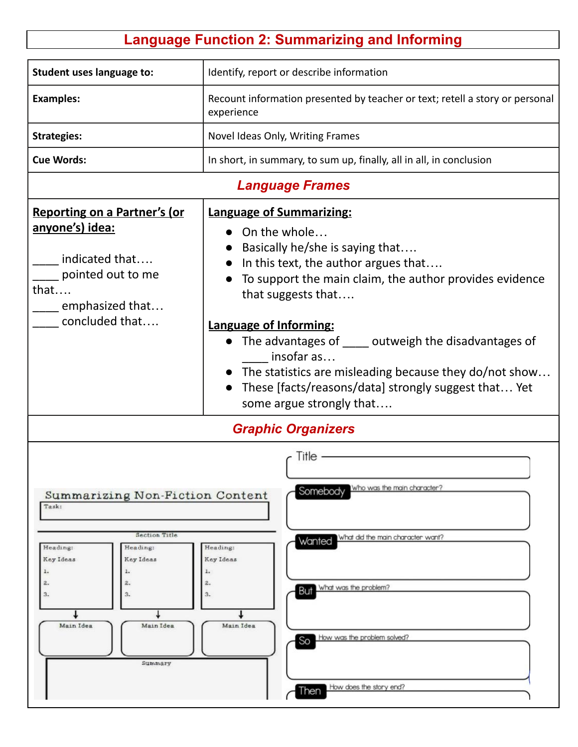# Language Function 2: Summarizing and Informing

| | |
|---|---|
| **Student uses language to:** | Identify, report or describe information |
| **Examples:** | Recount information presented by teacher or text; retell a story or personal experience |
| **Strategies:** | Novel Ideas Only, Writing Frames |
| **Cue Words:** | In short, in summary, to sum up, finally, all in all, in conclusion |

## *Language Frames*

**Reporting on a Partner's (or anyone's) idea:**

____ indicated that….
____ pointed out to me that….
____ emphasized that…
____ concluded that….

**Language of Summarizing:**

- On the whole…
- Basically he/she is saying that….
- In this text, the author argues that….
- To support the main claim, the author provides evidence that suggests that….

**Language of Informing:**

- The advantages of ____ outweigh the disadvantages of ____ insofar as…
- The statistics are misleading because they do/not show…
- These [facts/reasons/data] strongly suggest that… Yet some argue strongly that….

## *Graphic Organizers*

**Summarizing Non-Fiction Content**

Task:

Section Title

| Heading: | Heading: | Heading: |
|---|---|---|
| Key Ideas<br>1.<br>2.<br>3. | Key Ideas<br>1.<br>2.<br>3. | Key Ideas<br>1.<br>2.<br>3. |
| Main Idea | Main Idea | Main Idea |

Summary

Title

**Somebody** Who was the main character?

**Wanted** What did the main character want?

**But** What was the problem?

**So** How was the problem solved?

**Then** How does the story end?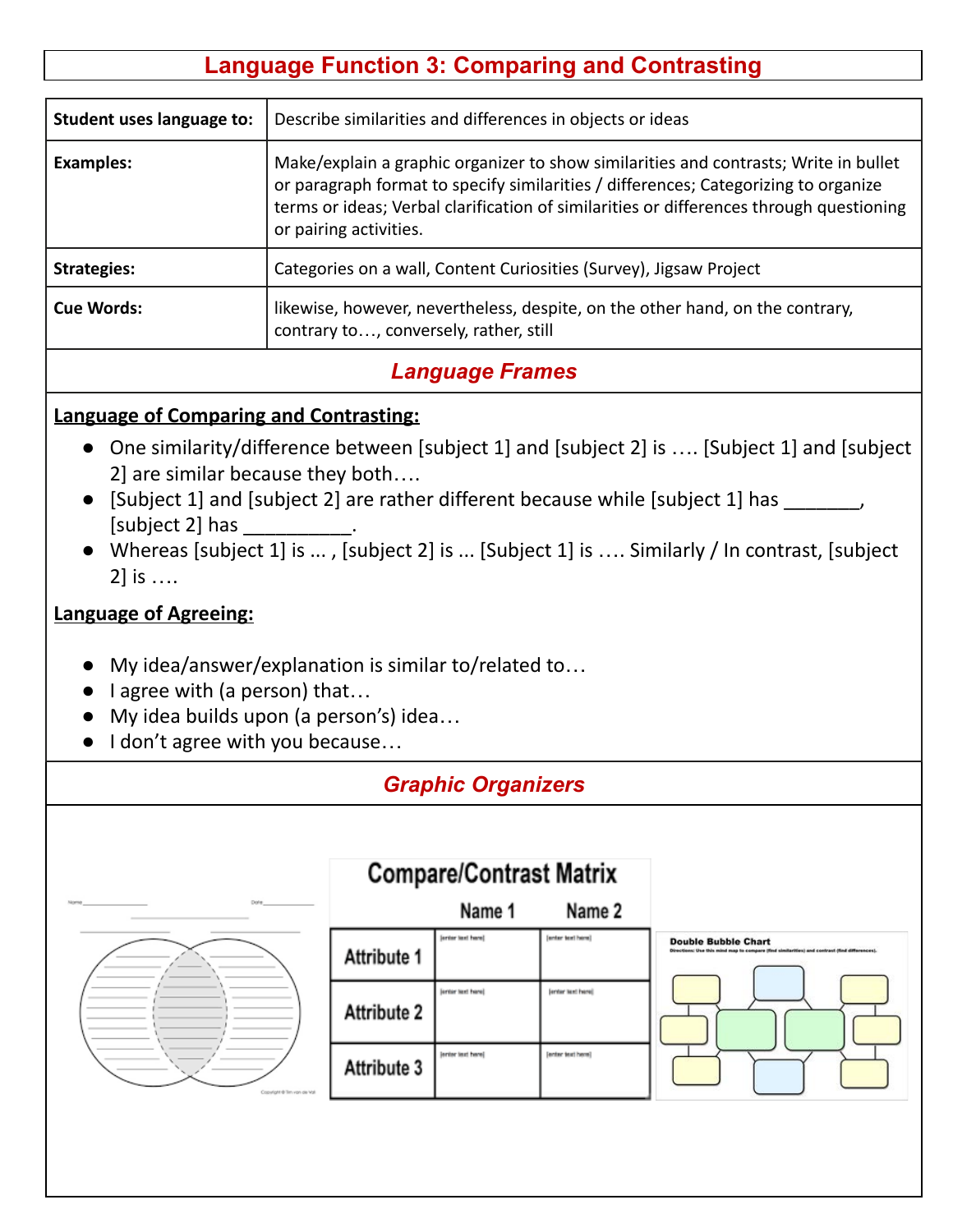# Language Function 3: Comparing and Contrasting

| Student uses language to: | Describe similarities and differences in objects or ideas |
|---|---|
| Examples: | Make/explain a graphic organizer to show similarities and contrasts; Write in bullet or paragraph format to specify similarities / differences; Categorizing to organize terms or ideas; Verbal clarification of similarities or differences through questioning or pairing activities. |
| Strategies: | Categories on a wall, Content Curiosities (Survey), Jigsaw Project |
| Cue Words: | likewise, however, nevertheless, despite, on the other hand, on the contrary, contrary to…, conversely, rather, still |

## *Language Frames*

**Language of Comparing and Contrasting:**

- One similarity/difference between [subject 1] and [subject 2] is …. [Subject 1] and [subject 2] are similar because they both….
- [Subject 1] and [subject 2] are rather different because while [subject 1] has _______, [subject 2] has __________.
- Whereas [subject 1] is ... , [subject 2] is ... [Subject 1] is …. Similarly / In contrast, [subject 2] is ….

**Language of Agreeing:**

- My idea/answer/explanation is similar to/related to…
- I agree with (a person) that…
- My idea builds upon (a person's) idea…
- I don't agree with you because…

## *Graphic Organizers*

**Compare/Contrast Matrix**

| | Name 1 | Name 2 |
|---|---|---|
| Attribute 1 | [enter text here] | [enter text here] |
| Attribute 2 | [enter text here] | [enter text here] |
| Attribute 3 | [enter text here] | [enter text here] |

**Double Bubble Chart**

Directions: Use this mind map to compare (find similarities) and contrast (find differences).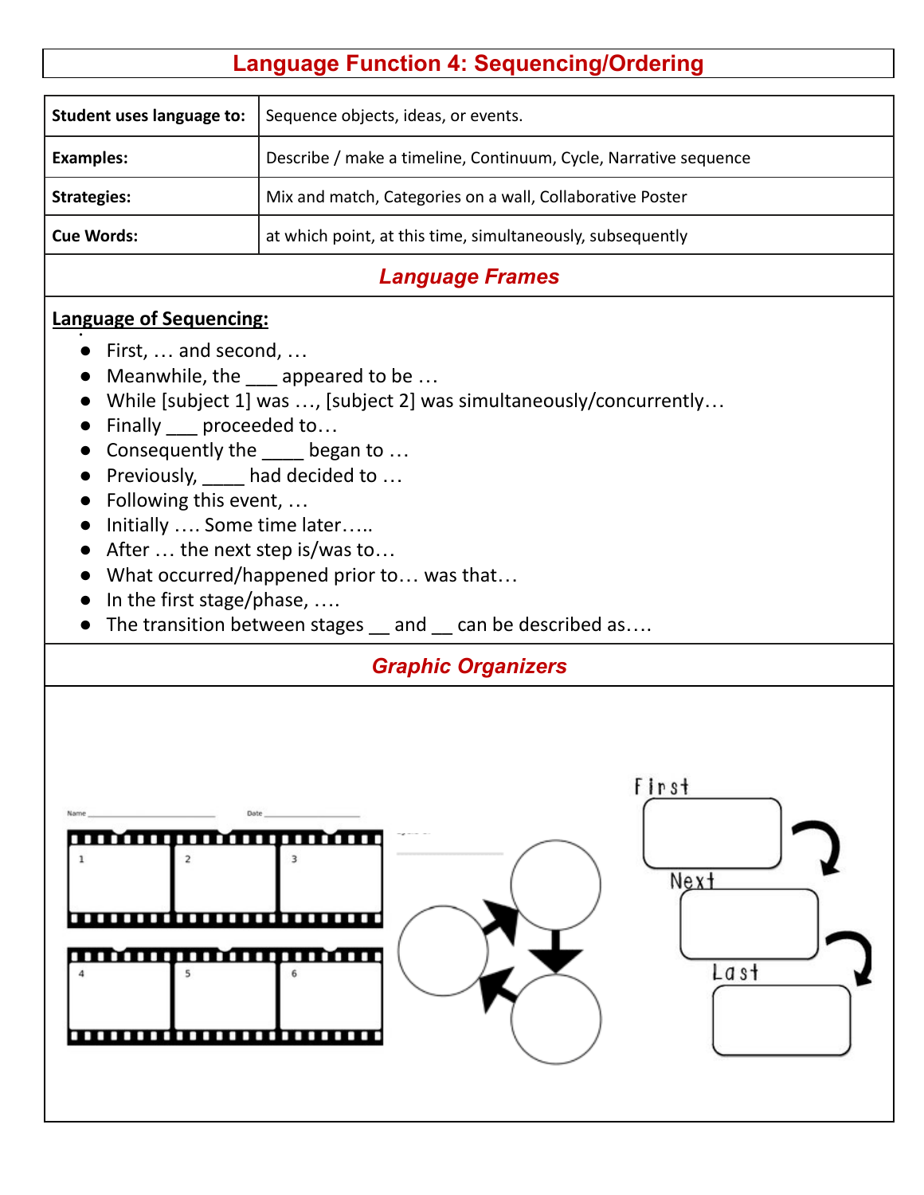# Language Function 4: Sequencing/Ordering

| | |
|---|---|
| **Student uses language to:** | Sequence objects, ideas, or events. |
| **Examples:** | Describe / make a timeline, Continuum, Cycle, Narrative sequence |
| **Strategies:** | Mix and match, Categories on a wall, Collaborative Poster |
| **Cue Words:** | at which point, at this time, simultaneously, subsequently |

## *Language Frames*

**Language of Sequencing:**

- First, … and second, …
- Meanwhile, the ___ appeared to be …
- While [subject 1] was …, [subject 2] was simultaneously/concurrently…
- Finally ___ proceeded to…
- Consequently the ____ began to …
- Previously, ____ had decided to …
- Following this event, …
- Initially …. Some time later…..
- After … the next step is/was to…
- What occurred/happened prior to… was that…
- In the first stage/phase, ….
- The transition between stages __ and __ can be described as….

## *Graphic Organizers*

Name ______________ Date ______________

1 2 3

4 5 6

First

Next

Last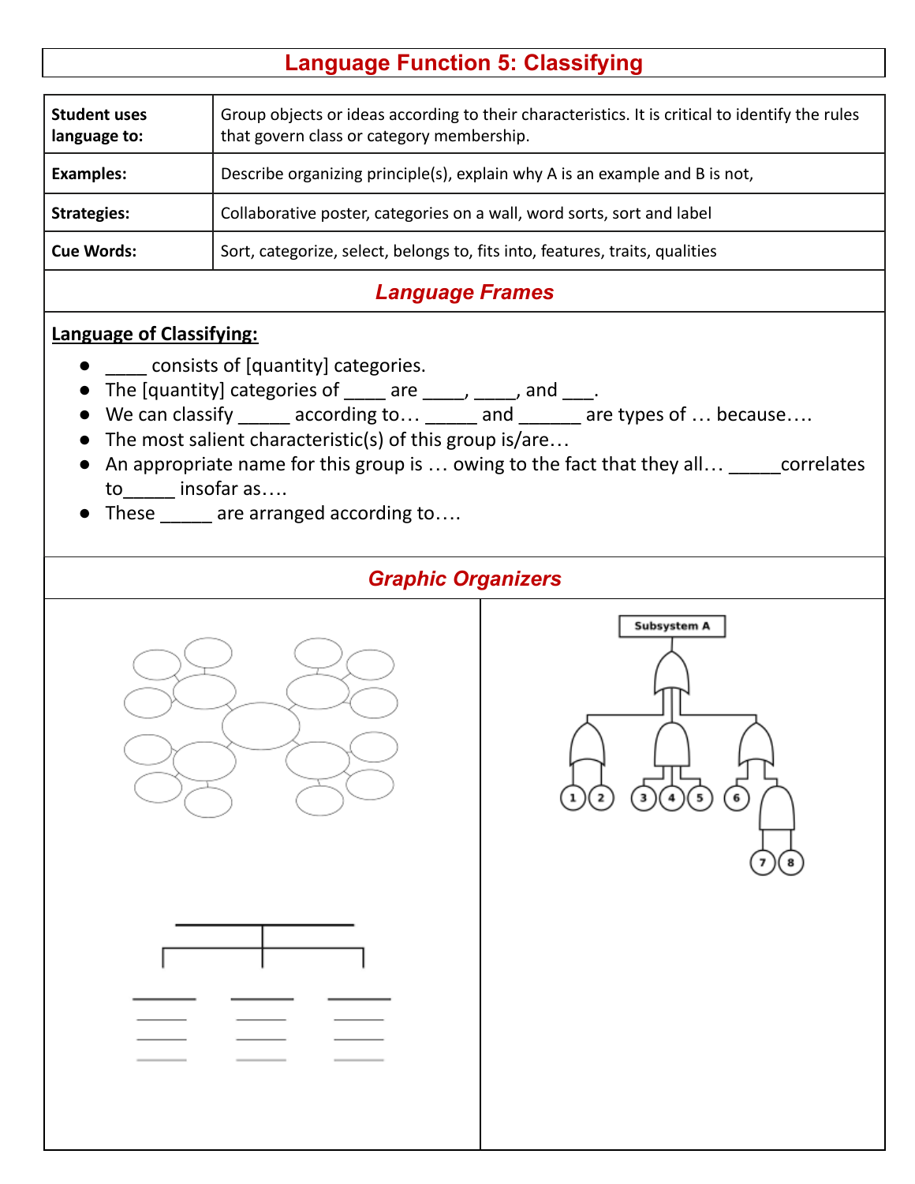# Language Function 5: Classifying

| | |
|---|---|
| **Student uses language to:** | Group objects or ideas according to their characteristics. It is critical to identify the rules that govern class or category membership. |
| **Examples:** | Describe organizing principle(s), explain why A is an example and B is not, |
| **Strategies:** | Collaborative poster, categories on a wall, word sorts, sort and label |
| **Cue Words:** | Sort, categorize, select, belongs to, fits into, features, traits, qualities |

## *Language Frames*

**<u>Language of Classifying:</u>**

- ____ consists of [quantity] categories.
- The [quantity] categories of ____ are ____, ____, and ___.
- We can classify _____ according to… _____ and ______ are types of … because….
- The most salient characteristic(s) of this group is/are…
- An appropriate name for this group is … owing to the fact that they all… _____correlates to_____ insofar as….
- These _____ are arranged according to….

## *Graphic Organizers*

Subsystem A

1 2 3 4 5 6 7 8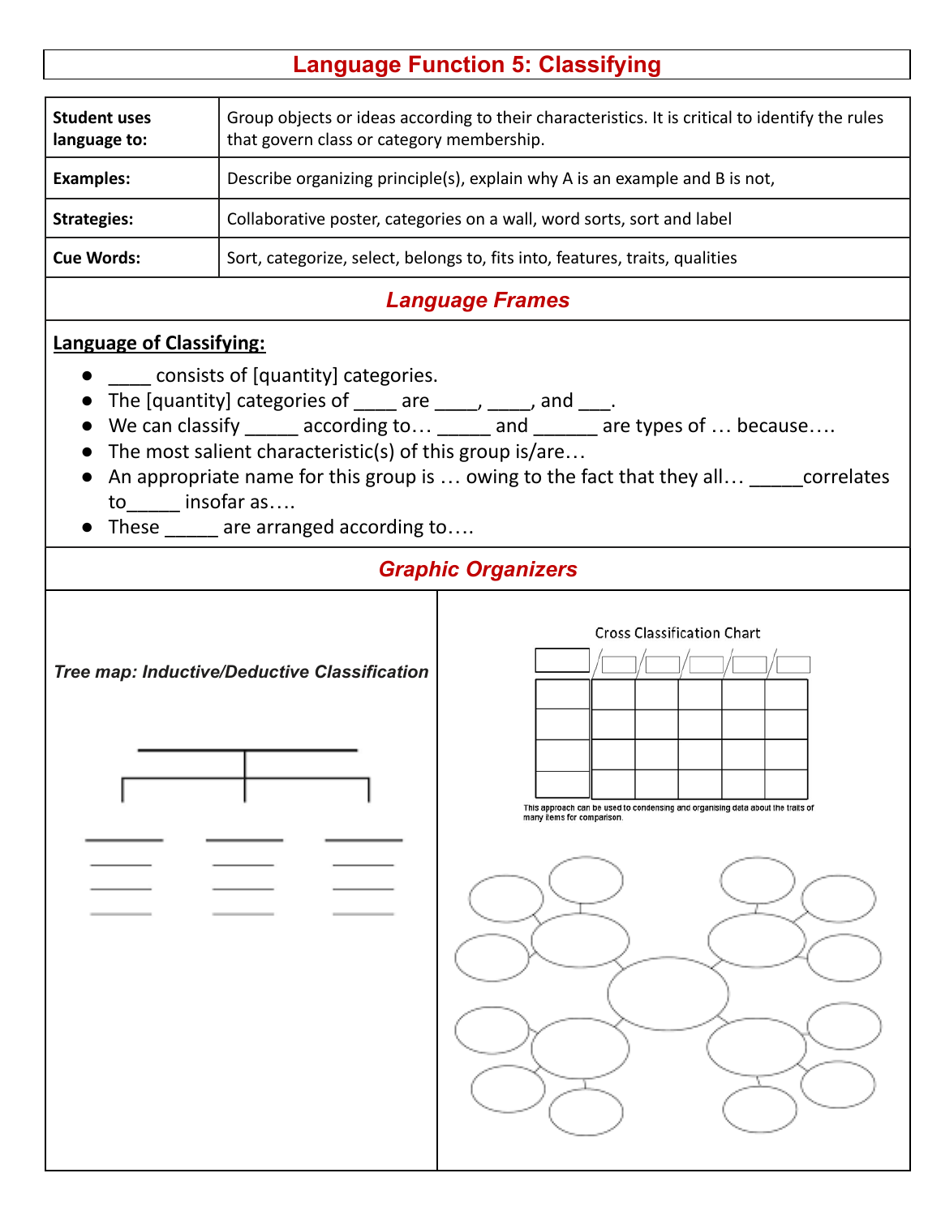# Language Function 5: Classifying

| | |
|---|---|
| **Student uses language to:** | Group objects or ideas according to their characteristics. It is critical to identify the rules that govern class or category membership. |
| **Examples:** | Describe organizing principle(s), explain why A is an example and B is not, |
| **Strategies:** | Collaborative poster, categories on a wall, word sorts, sort and label |
| **Cue Words:** | Sort, categorize, select, belongs to, fits into, features, traits, qualities |

## *Language Frames*

**Language of Classifying:**

- ____ consists of [quantity] categories.
- The [quantity] categories of ____ are ____, ____, and ___.
- We can classify _____ according to… _____ and ______ are types of … because….
- The most salient characteristic(s) of this group is/are…
- An appropriate name for this group is … owing to the fact that they all… _____correlates to_____ insofar as….
- These _____ are arranged according to….

## *Graphic Organizers*

***Tree map: Inductive/Deductive Classification***

Cross Classification Chart

This approach can be used to condensing and organising data about the traits of many items for comparison.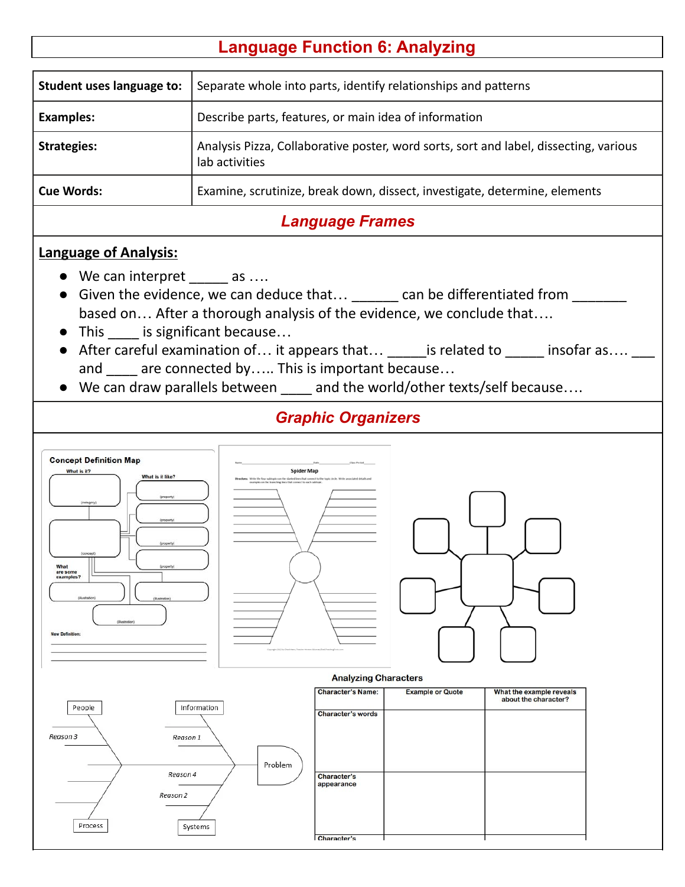# Language Function 6: Analyzing

| Student uses language to: | Separate whole into parts, identify relationships and patterns |
| --- | --- |
| **Examples:** | Describe parts, features, or main idea of information |
| **Strategies:** | Analysis Pizza, Collaborative poster, word sorts, sort and label, dissecting, various lab activities |
| **Cue Words:** | Examine, scrutinize, break down, dissect, investigate, determine, elements |

## *Language Frames*

**Language of Analysis:**

- We can interpret _____ as ....
- Given the evidence, we can deduce that... ______ can be differentiated from _______ based on... After a thorough analysis of the evidence, we conclude that....
- This ____ is significant because...
- After careful examination of... it appears that... _____is related to _____ insofar as.... ___ and ____ are connected by..... This is important because...
- We can draw parallels between ____ and the world/other texts/self because....

## *Graphic Organizers*

**Concept Definition Map**

What is it? (category)

What is it like? (property) (property) (property) (property)

(concept)

What are some examples? (illustration) (illustration) (illustration)

New Definition:

**Spider Map**

Name ______ Date ______ Class Period ______

Directions: Write the four subtopics on the slanted lines that connect to the topic circle. Write associated details and examples on the branching lines that connect to each subtopic.

People — Information — Reason 3 — Reason 1 — Problem — Reason 4 — Reason 2 — Process — Systems

**Analyzing Characters**

| Character's Name: | Example or Quote | What the example reveals about the character? |
| --- | --- | --- |
| Character's words | | |
| Character's appearance | | |
| Character's | | |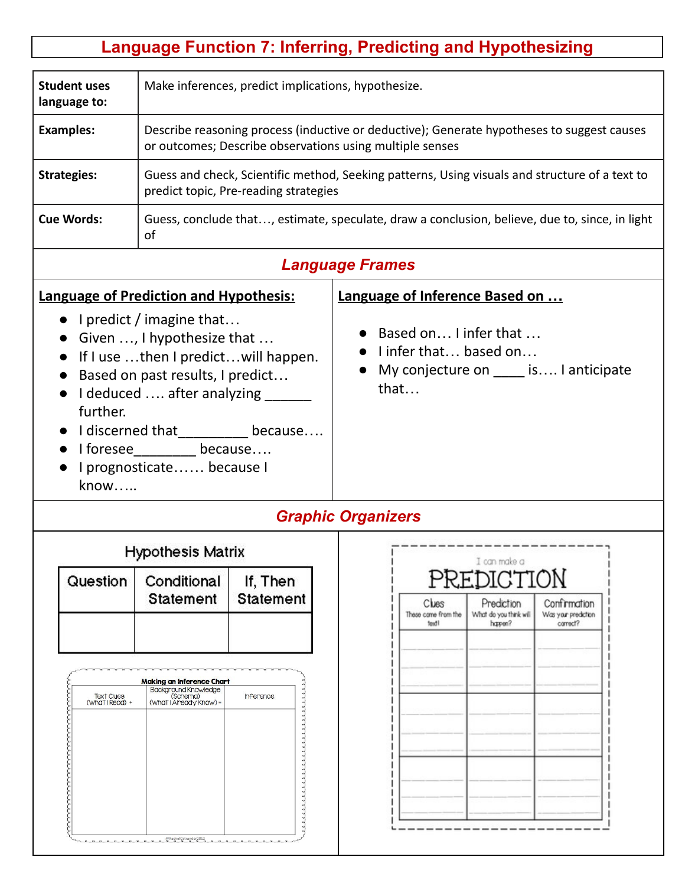# Language Function 7: Inferring, Predicting and Hypothesizing

| | |
|---|---|
| **Student uses language to:** | Make inferences, predict implications, hypothesize. |
| **Examples:** | Describe reasoning process (inductive or deductive); Generate hypotheses to suggest causes or outcomes; Describe observations using multiple senses |
| **Strategies:** | Guess and check, Scientific method, Seeking patterns, Using visuals and structure of a text to predict topic, Pre-reading strategies |
| **Cue Words:** | Guess, conclude that…, estimate, speculate, draw a conclusion, believe, due to, since, in light of |

## *Language Frames*

**Language of Prediction and Hypothesis:**

- I predict / imagine that…
- Given …, I hypothesize that …
- If I use …then I predict…will happen.
- Based on past results, I predict…
- I deduced …. after analyzing ______ further.
- I discerned that_________ because….
- I foresee________ because….
- I prognosticate…… because I know…..

**Language of Inference Based on …**

- Based on… I infer that …
- I infer that… based on…
- My conjecture on ____ is…. I anticipate that…

## *Graphic Organizers*

**Hypothesis Matrix**

| Question | Conditional Statement | If, Then Statement |
|---|---|---|
| | | |

**Making an Inference Chart**

| Text Clues (What I Read) + | Background Knowledge (Schema) (What I Already Know) = | Inference |
|---|---|---|
| | | |

**I can make a PREDICTION**

| Clues These come from the text! | Prediction What do you think will happen? | Confirmation Was your prediction correct? |
|---|---|---|
| | | |
| | | |
| | | |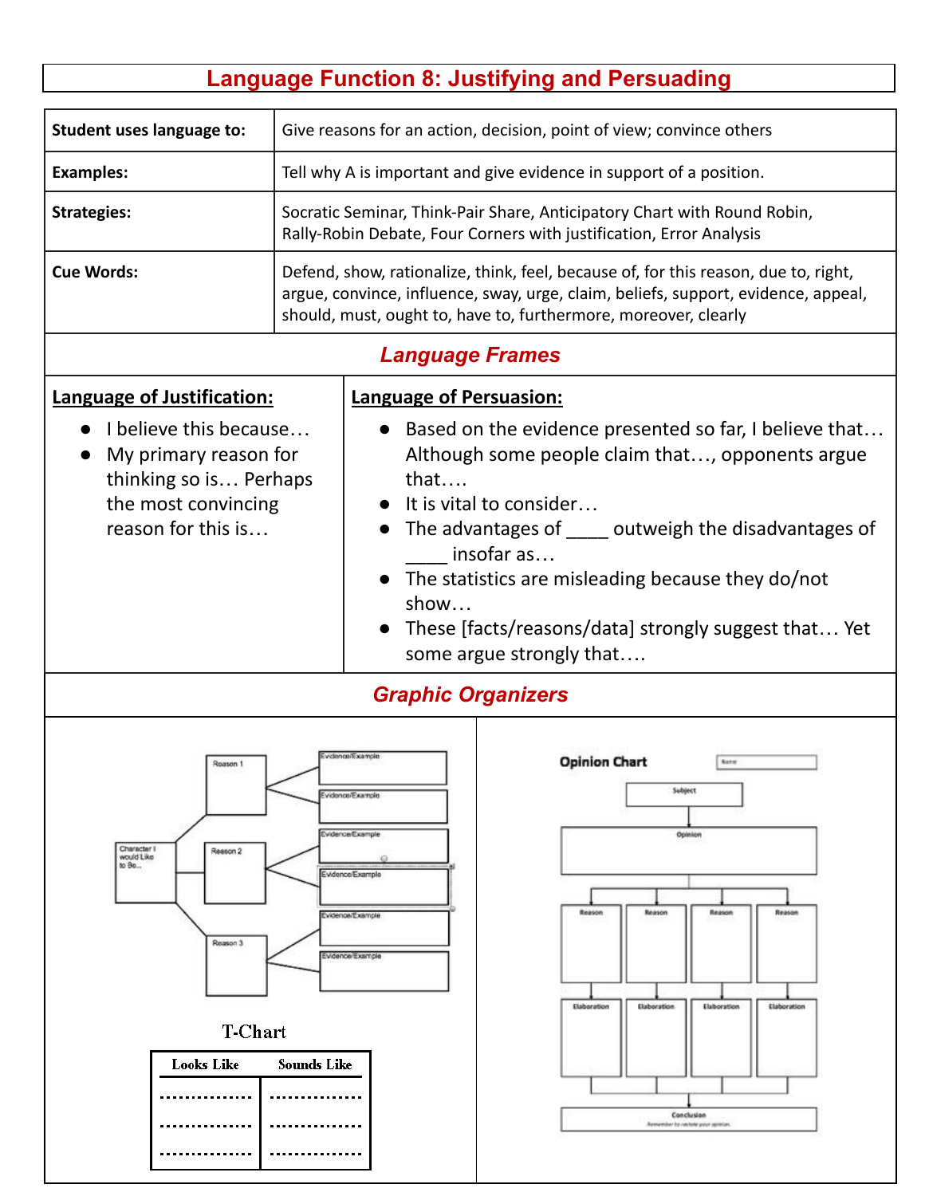# Language Function 8: Justifying and Persuading

| | |
|---|---|
| **Student uses language to:** | Give reasons for an action, decision, point of view; convince others |
| **Examples:** | Tell why A is important and give evidence in support of a position. |
| **Strategies:** | Socratic Seminar, Think-Pair Share, Anticipatory Chart with Round Robin, Rally-Robin Debate, Four Corners with justification, Error Analysis |
| **Cue Words:** | Defend, show, rationalize, think, feel, because of, for this reason, due to, right, argue, convince, influence, sway, urge, claim, beliefs, support, evidence, appeal, should, must, ought to, have to, furthermore, moreover, clearly |

## *Language Frames*

**Language of Justification:**

- I believe this because…
- My primary reason for thinking so is… Perhaps the most convincing reason for this is…

**Language of Persuasion:**

- Based on the evidence presented so far, I believe that… Although some people claim that…, opponents argue that….
- It is vital to consider…
- The advantages of ____ outweigh the disadvantages of ____ insofar as…
- The statistics are misleading because they do/not show…
- These [facts/reasons/data] strongly suggest that… Yet some argue strongly that….

## *Graphic Organizers*

Character I would Like to Be… → Reason 1 (Evidence/Example, Evidence/Example); Reason 2 (Evidence/Example, Evidence/Example); Reason 3 (Evidence/Example, Evidence/Example)

**T-Chart**

| Looks Like | Sounds Like |
|---|---|
| ............... | ............... |
| ............... | ............... |
| ............... | ............... |

**Opinion Chart** (Name)

Subject → Opinion → Reason / Reason / Reason / Reason → Elaboration / Elaboration / Elaboration / Elaboration → Conclusion (Remember to restate your opinion.)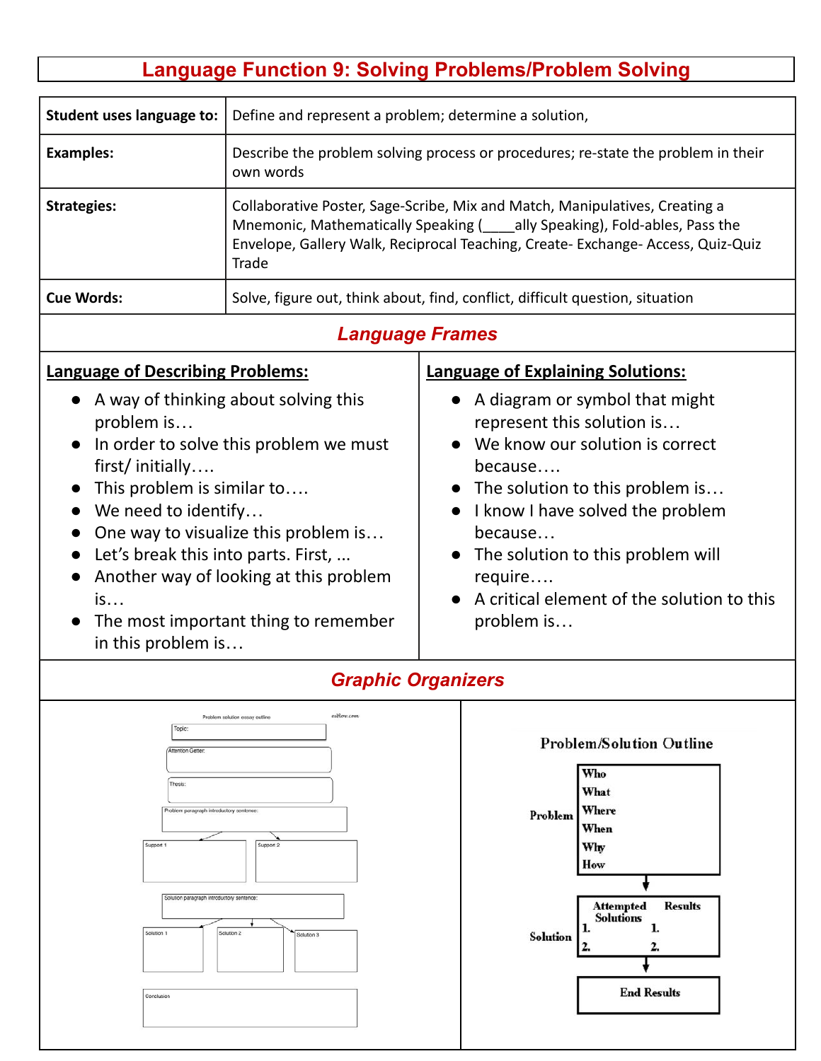# Language Function 9: Solving Problems/Problem Solving

| | |
|---|---|
| **Student uses language to:** | Define and represent a problem; determine a solution, |
| **Examples:** | Describe the problem solving process or procedures; re-state the problem in their own words |
| **Strategies:** | Collaborative Poster, Sage-Scribe, Mix and Match, Manipulatives, Creating a Mnemonic, Mathematically Speaking (____ally Speaking), Fold-ables, Pass the Envelope, Gallery Walk, Reciprocal Teaching, Create- Exchange- Access, Quiz-Quiz Trade |
| **Cue Words:** | Solve, figure out, think about, find, conflict, difficult question, situation |

## *Language Frames*

**Language of Describing Problems:**

- A way of thinking about solving this problem is…
- In order to solve this problem we must first/ initially….
- This problem is similar to….
- We need to identify…
- One way to visualize this problem is…
- Let's break this into parts. First, ...
- Another way of looking at this problem is…
- The most important thing to remember in this problem is…

**Language of Explaining Solutions:**

- A diagram or symbol that might represent this solution is…
- We know our solution is correct because….
- The solution to this problem is…
- I know I have solved the problem because…
- The solution to this problem will require….
- A critical element of the solution to this problem is…

## *Graphic Organizers*

Problem solution essay outline

Topic:

Attention Getter:

Thesis:

Problem paragraph introductory sentence:

Support 1 | Support 2

Solution paragraph introductory sentence:

Solution 1 | Solution 2 | Solution 3

Conclusion

**Problem/Solution Outline**

Problem: Who, What, Where, When, Why, How

Solution: Attempted Solutions 1. 2. | Results 1. 2.

End Results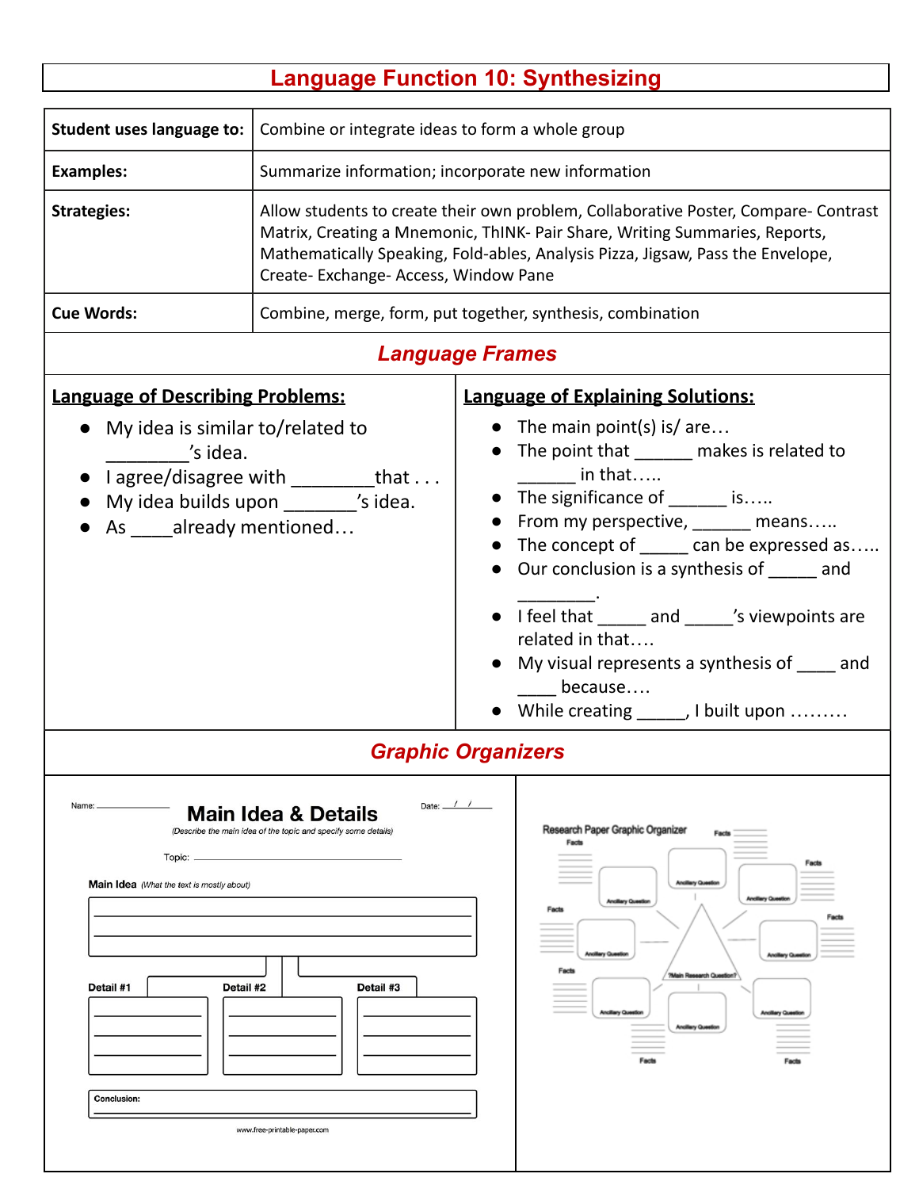# Language Function 10: Synthesizing

| | |
|---|---|
| **Student uses language to:** | Combine or integrate ideas to form a whole group |
| **Examples:** | Summarize information; incorporate new information |
| **Strategies:** | Allow students to create their own problem, Collaborative Poster, Compare- Contrast Matrix, Creating a Mnemonic, ThINK- Pair Share, Writing Summaries, Reports, Mathematically Speaking, Fold-ables, Analysis Pizza, Jigsaw, Pass the Envelope, Create- Exchange- Access, Window Pane |
| **Cue Words:** | Combine, merge, form, put together, synthesis, combination |

## *Language Frames*

**Language of Describing Problems:**

- My idea is similar to/related to ________'s idea.
- I agree/disagree with ________that . . .
- My idea builds upon _______'s idea.
- As ____already mentioned…

**Language of Explaining Solutions:**

- The main point(s) is/ are…
- The point that ______ makes is related to ______ in that…..
- The significance of ______ is…..
- From my perspective, ______ means…..
- The concept of _____ can be expressed as…..
- Our conclusion is a synthesis of _____ and ________.
- I feel that _____ and _____'s viewpoints are related in that….
- My visual represents a synthesis of ____ and ____ because….
- While creating _____, I built upon ………

## *Graphic Organizers*

Name: ______________ Date: __/__/__

**Main Idea & Details**

*(Describe the main idea of the topic and specify some details)*

Topic: ______________________________

**Main Idea** *(What the text is mostly about)*

**Detail #1**

**Detail #2**

**Detail #3**

**Conclusion:**

www.free-printable-paper.com

Research Paper Graphic Organizer

?Main Research Question?

Ancillary Question

Facts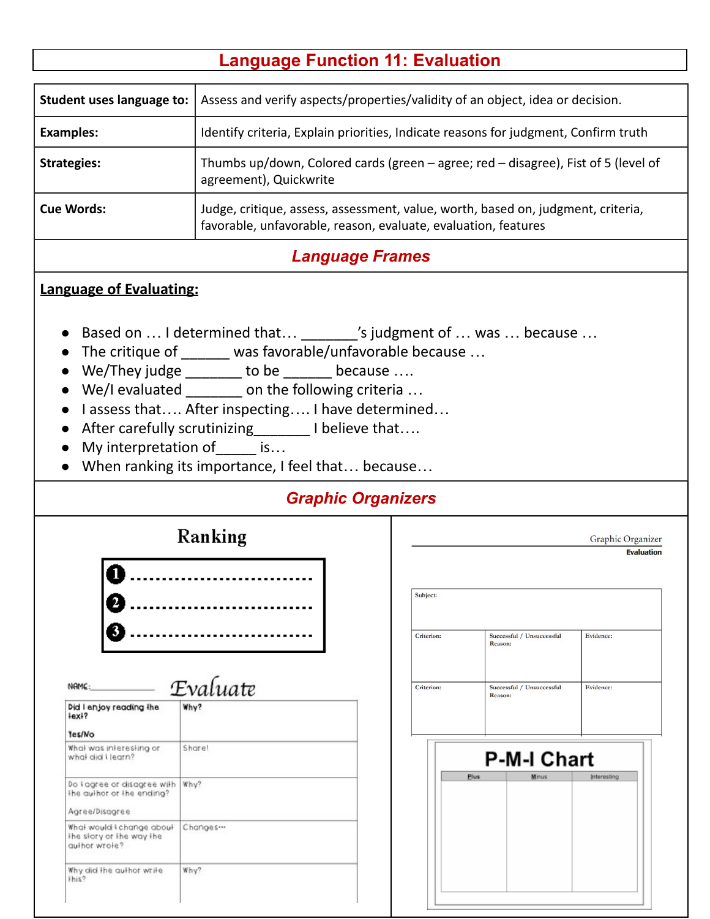# Language Function 11: Evaluation

| Student uses language to: | Assess and verify aspects/properties/validity of an object, idea or decision. |
|---|---|
| Examples: | Identify criteria, Explain priorities, Indicate reasons for judgment, Confirm truth |
| Strategies: | Thumbs up/down, Colored cards (green – agree; red – disagree), Fist of 5 (level of agreement), Quickwrite |
| Cue Words: | Judge, critique, assess, assessment, value, worth, based on, judgment, criteria, favorable, unfavorable, reason, evaluate, evaluation, features |

## *Language Frames*

**Language of Evaluating:**

- Based on … I determined that… _______'s judgment of … was … because …
- The critique of ______ was favorable/unfavorable because …
- We/They judge _______ to be ______ because ….
- We/I evaluated _______ on the following criteria …
- I assess that…. After inspecting…. I have determined…
- After carefully scrutinizing_______ I believe that….
- My interpretation of_____ is…
- When ranking its importance, I feel that… because…

## *Graphic Organizers*

### Ranking

1. ................................
2. ................................
3. ................................

### Evaluate

NAME:_____________

| Did I enjoy reading the text? Yes/No | Why? |
|---|---|
| What was interesting or what did I learn? | Share! |
| Do I agree or disagree with the author or the ending? Agree/Disagree | Why? |
| What would I change about the story or the way the author wrote? | Changes… |
| Why did the author write this? | Why? |

### Graphic Organizer – Evaluation

| Subject: | | |
|---|---|---|
| Criterion: | Successful / Unsuccessful Reason: | Evidence: |
| Criterion: | Successful / Unsuccessful Reason: | Evidence: |

### P-M-I Chart

| Plus | Minus | Interesting |
|---|---|---|
| | | |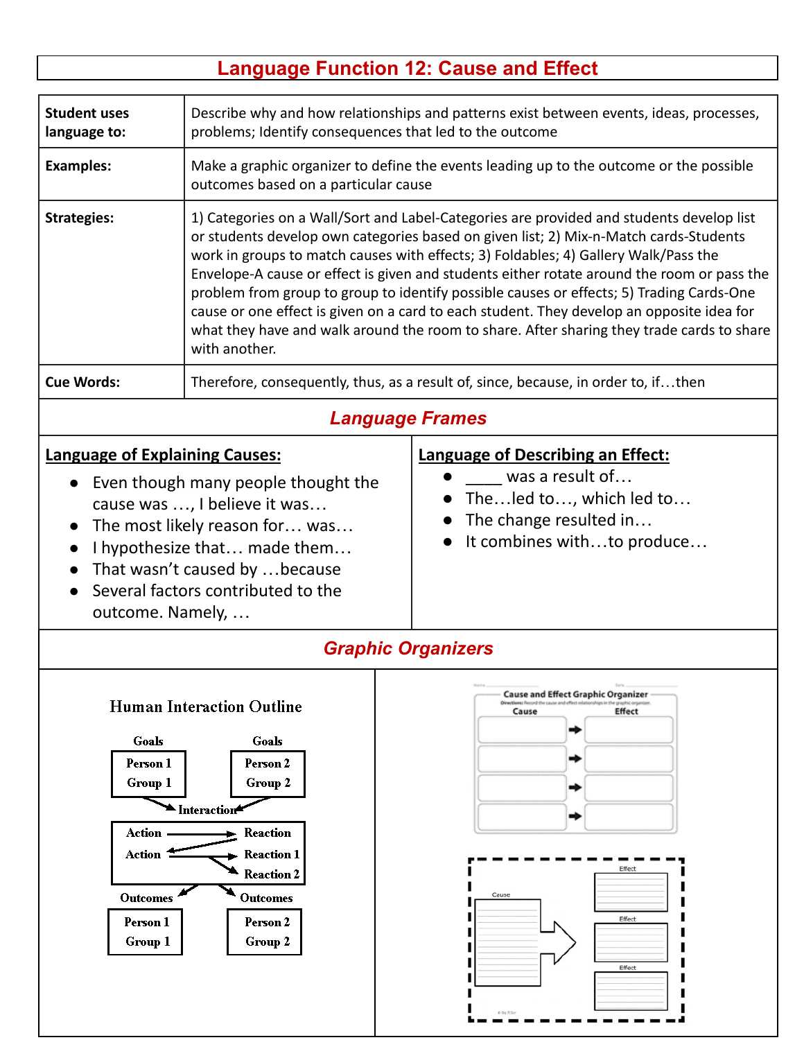# Language Function 12: Cause and Effect

| | |
|---|---|
| **Student uses language to:** | Describe why and how relationships and patterns exist between events, ideas, processes, problems; Identify consequences that led to the outcome |
| **Examples:** | Make a graphic organizer to define the events leading up to the outcome or the possible outcomes based on a particular cause |
| **Strategies:** | 1) Categories on a Wall/Sort and Label-Categories are provided and students develop list or students develop own categories based on given list; 2) Mix-n-Match cards-Students work in groups to match causes with effects; 3) Foldables; 4) Gallery Walk/Pass the Envelope-A cause or effect is given and students either rotate around the room or pass the problem from group to group to identify possible causes or effects; 5) Trading Cards-One cause or one effect is given on a card to each student. They develop an opposite idea for what they have and walk around the room to share. After sharing they trade cards to share with another. |
| **Cue Words:** | Therefore, consequently, thus, as a result of, since, because, in order to, if…then |

## *Language Frames*

**Language of Explaining Causes:**

- Even though many people thought the cause was …, I believe it was…
- The most likely reason for… was…
- I hypothesize that… made them…
- That wasn't caused by …because
- Several factors contributed to the outcome. Namely, …

**Language of Describing an Effect:**

- ____ was a result of…
- The…led to…, which led to…
- The change resulted in…
- It combines with…to produce…

## *Graphic Organizers*

**Human Interaction Outline**

Goals: Person 1 / Group 1 — Goals: Person 2 / Group 2

Interaction

Action → Reaction

Action → Reaction 1, Reaction 2

Outcomes: Person 1 / Group 1 — Outcomes: Person 2 / Group 2

**Cause and Effect Graphic Organizer**

| Cause | | Effect |
|---|---|---|
| | → | |
| | → | |
| | → | |
| | → | |

Cause → Effect, Effect, Effect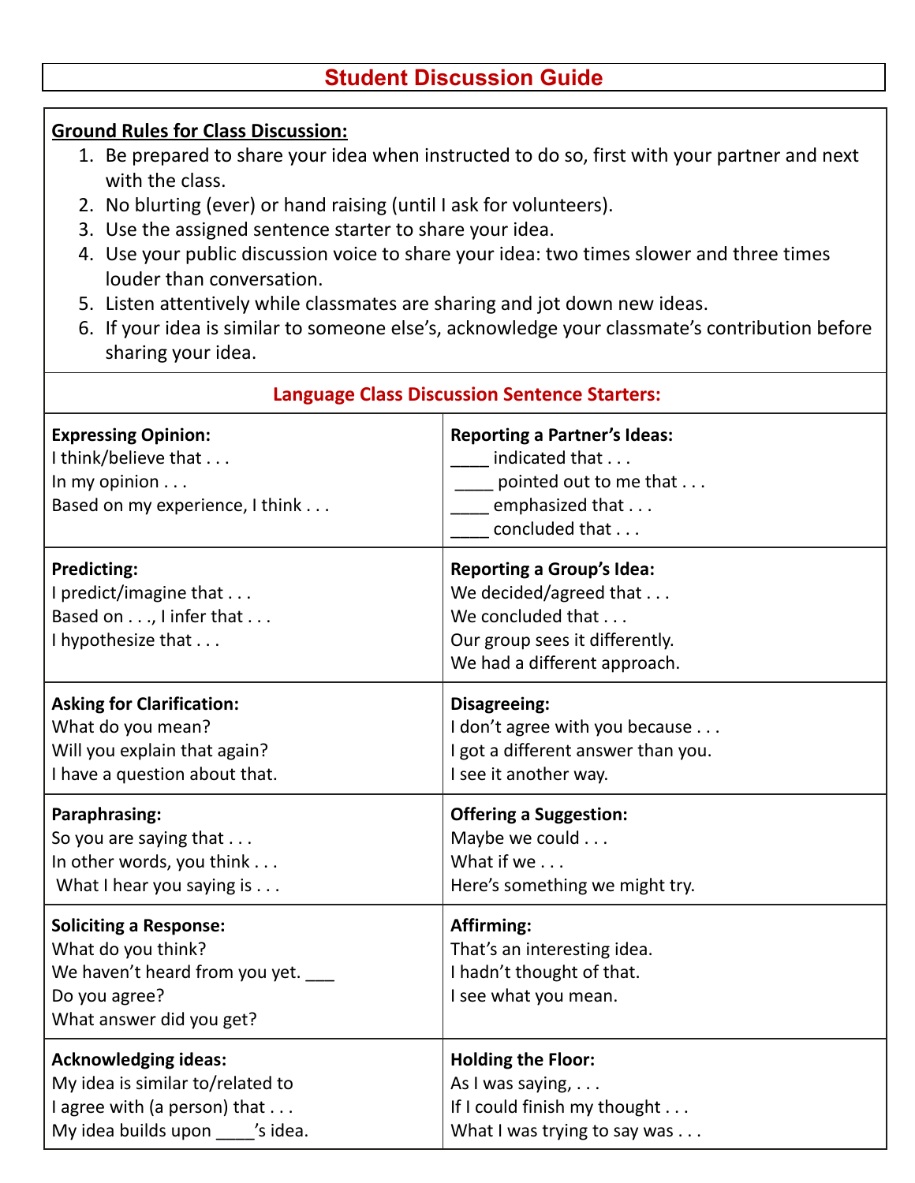# Student Discussion Guide

**Ground Rules for Class Discussion:**

1. Be prepared to share your idea when instructed to do so, first with your partner and next with the class.
2. No blurting (ever) or hand raising (until I ask for volunteers).
3. Use the assigned sentence starter to share your idea.
4. Use your public discussion voice to share your idea: two times slower and three times louder than conversation.
5. Listen attentively while classmates are sharing and jot down new ideas.
6. If your idea is similar to someone else's, acknowledge your classmate's contribution before sharing your idea.

## Language Class Discussion Sentence Starters:

| | |
|---|---|
| **Expressing Opinion:**<br>I think/believe that . . .<br>In my opinion . . .<br>Based on my experience, I think . . . | **Reporting a Partner's Ideas:**<br>____ indicated that . . .<br>____ pointed out to me that . . .<br>____ emphasized that . . .<br>____ concluded that . . . |
| **Predicting:**<br>I predict/imagine that . . .<br>Based on . . ., I infer that . . .<br>I hypothesize that . . . | **Reporting a Group's Idea:**<br>We decided/agreed that . . .<br>We concluded that . . .<br>Our group sees it differently.<br>We had a different approach. |
| **Asking for Clarification:**<br>What do you mean?<br>Will you explain that again?<br>I have a question about that. | **Disagreeing:**<br>I don't agree with you because . . .<br>I got a different answer than you.<br>I see it another way. |
| **Paraphrasing:**<br>So you are saying that . . .<br>In other words, you think . . .<br>What I hear you saying is . . . | **Offering a Suggestion:**<br>Maybe we could . . .<br>What if we . . .<br>Here's something we might try. |
| **Soliciting a Response:**<br>What do you think?<br>We haven't heard from you yet. ___<br>Do you agree?<br>What answer did you get? | **Affirming:**<br>That's an interesting idea.<br>I hadn't thought of that.<br>I see what you mean. |
| **Acknowledging ideas:**<br>My idea is similar to/related to<br>I agree with (a person) that . . .<br>My idea builds upon ____'s idea. | **Holding the Floor:**<br>As I was saying, . . .<br>If I could finish my thought . . .<br>What I was trying to say was . . . |